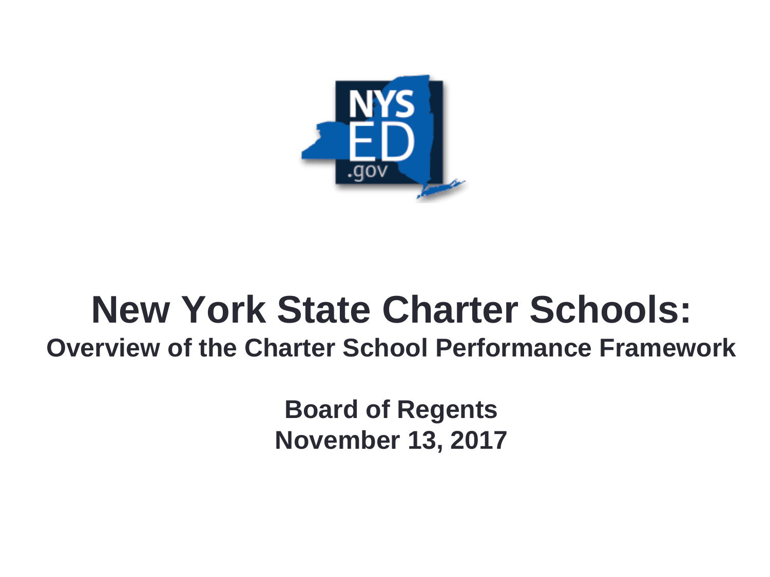# New York State Charter Schools:

## Overview of the Charter School Performance Framework

**Board of Regents**
**November 13, 2017**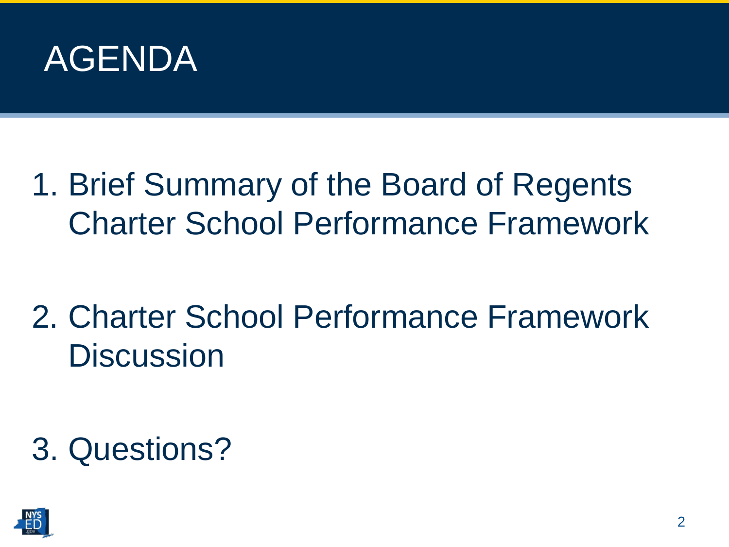# AGENDA

1. Brief Summary of the Board of Regents Charter School Performance Framework

2. Charter School Performance Framework Discussion

3. Questions?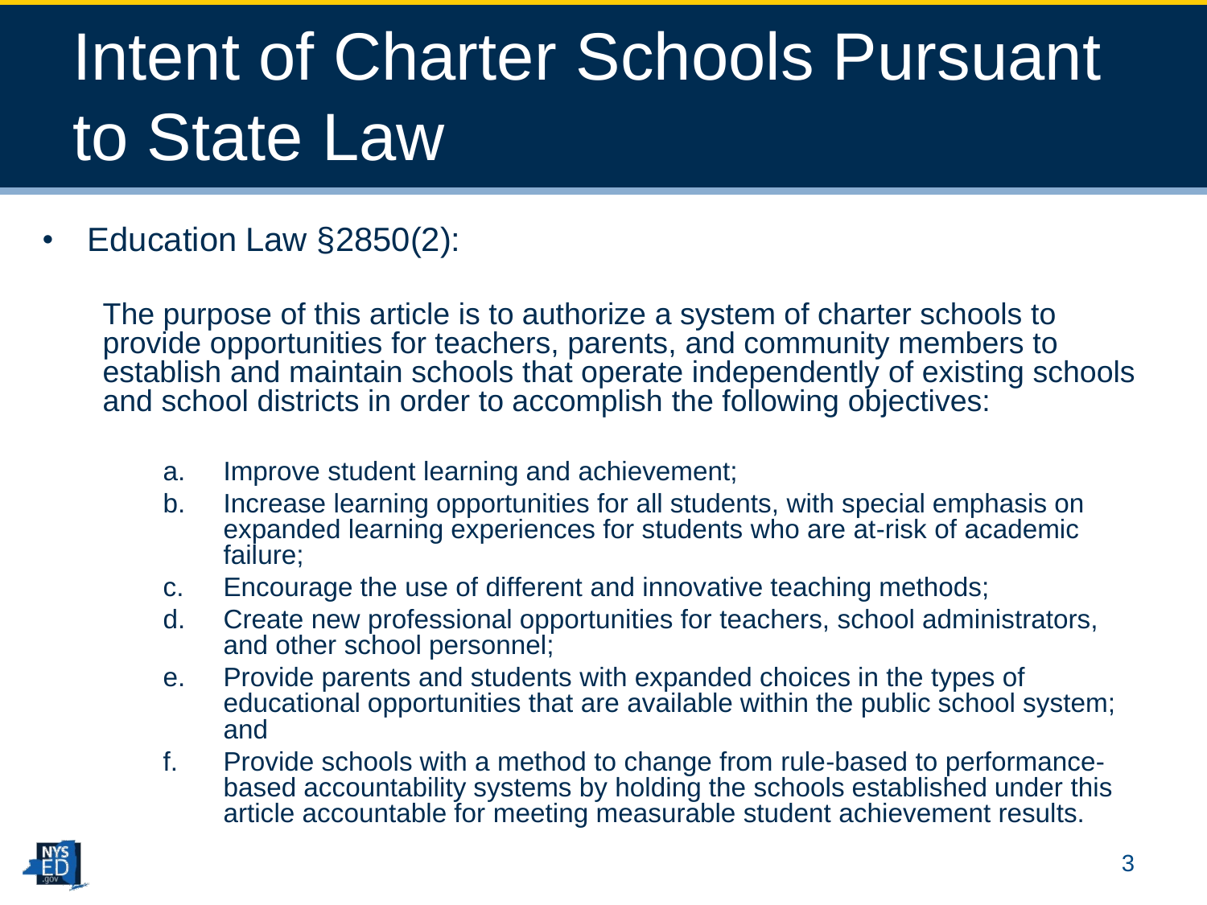# Intent of Charter Schools Pursuant to State Law

- Education Law §2850(2):

  The purpose of this article is to authorize a system of charter schools to provide opportunities for teachers, parents, and community members to establish and maintain schools that operate independently of existing schools and school districts in order to accomplish the following objectives:

  a. Improve student learning and achievement;
  b. Increase learning opportunities for all students, with special emphasis on expanded learning experiences for students who are at-risk of academic failure;
  c. Encourage the use of different and innovative teaching methods;
  d. Create new professional opportunities for teachers, school administrators, and other school personnel;
  e. Provide parents and students with expanded choices in the types of educational opportunities that are available within the public school system; and
  f. Provide schools with a method to change from rule-based to performance-based accountability systems by holding the schools established under this article accountable for meeting measurable student achievement results.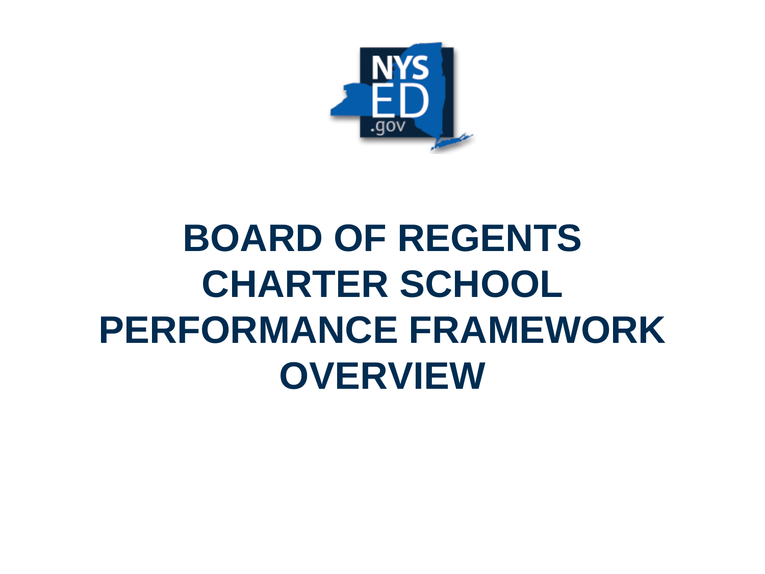# BOARD OF REGENTS CHARTER SCHOOL PERFORMANCE FRAMEWORK OVERVIEW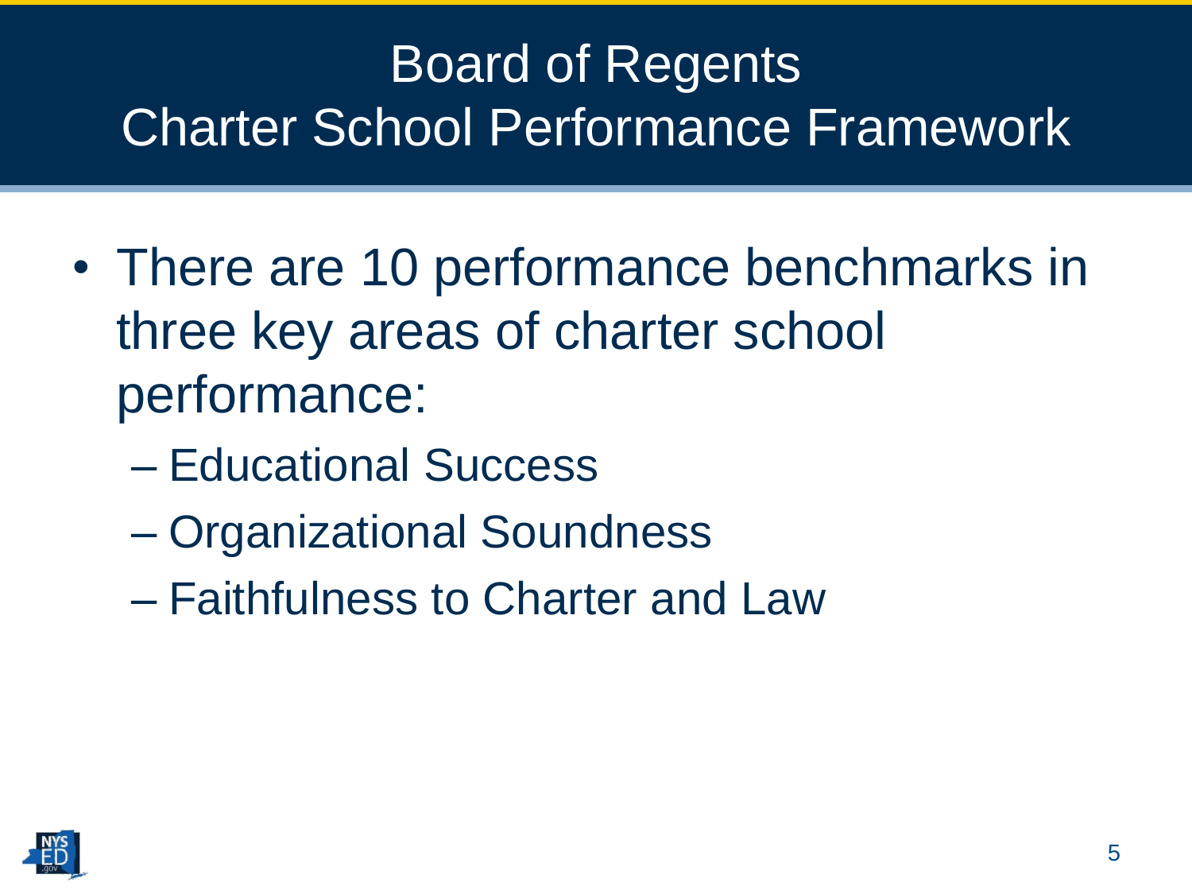# Board of Regents Charter School Performance Framework

- There are 10 performance benchmarks in three key areas of charter school performance:
  - Educational Success
  - Organizational Soundness
  - Faithfulness to Charter and Law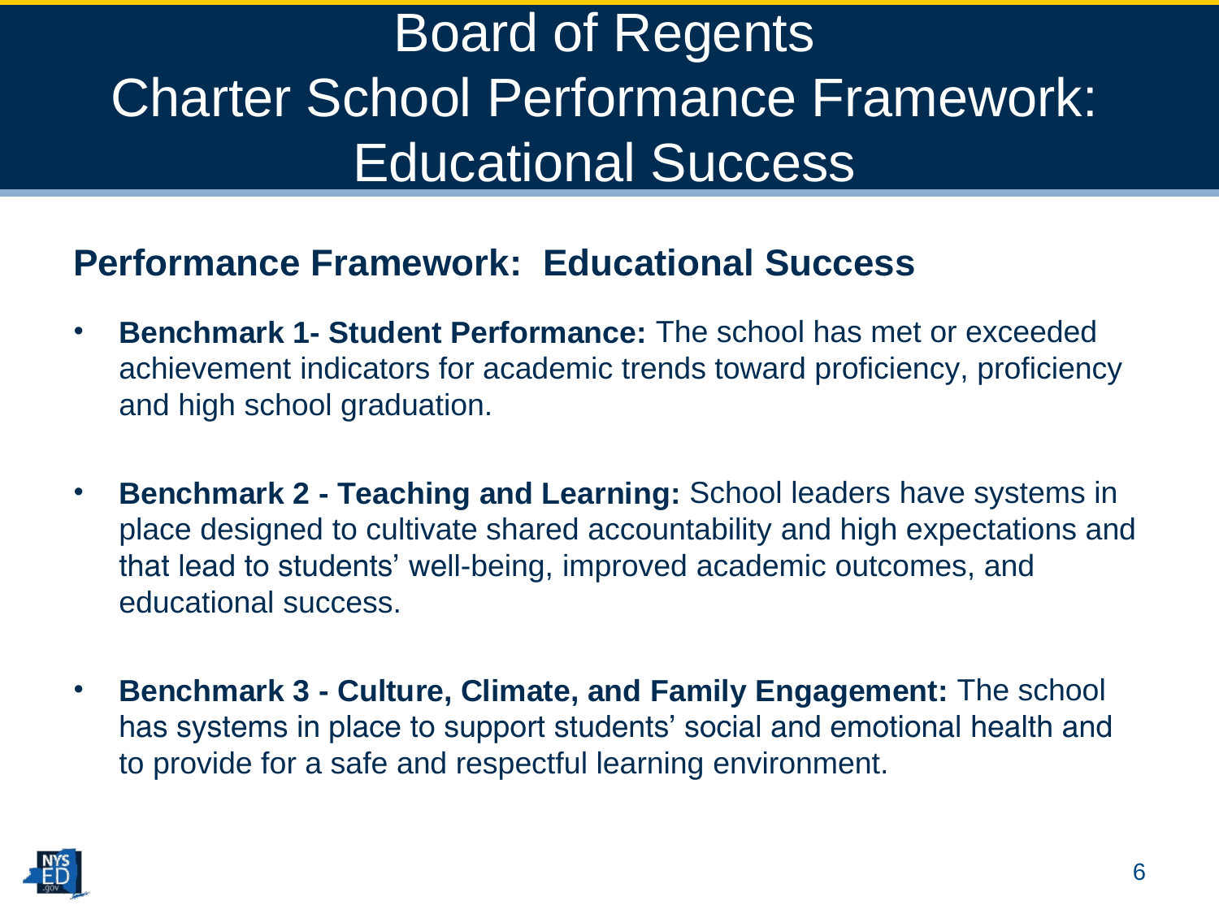# Board of Regents Charter School Performance Framework: Educational Success

## Performance Framework: Educational Success

- **Benchmark 1- Student Performance:** The school has met or exceeded achievement indicators for academic trends toward proficiency, proficiency and high school graduation.

- **Benchmark 2 - Teaching and Learning:** School leaders have systems in place designed to cultivate shared accountability and high expectations and that lead to students' well-being, improved academic outcomes, and educational success.

- **Benchmark 3 - Culture, Climate, and Family Engagement:** The school has systems in place to support students' social and emotional health and to provide for a safe and respectful learning environment.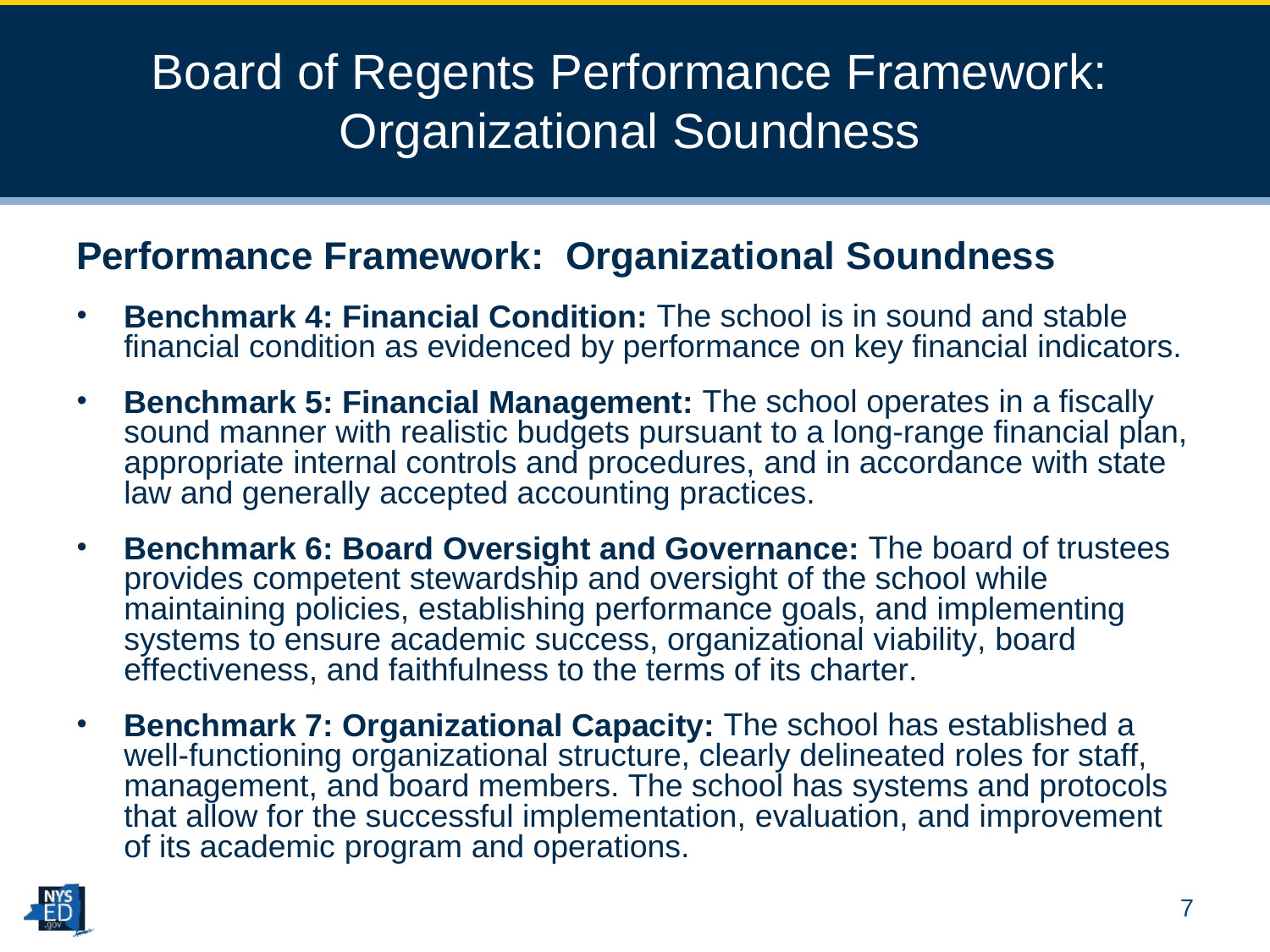# Board of Regents Performance Framework: Organizational Soundness

## Performance Framework: Organizational Soundness

- **Benchmark 4: Financial Condition:** The school is in sound and stable financial condition as evidenced by performance on key financial indicators.
- **Benchmark 5: Financial Management:** The school operates in a fiscally sound manner with realistic budgets pursuant to a long-range financial plan, appropriate internal controls and procedures, and in accordance with state law and generally accepted accounting practices.
- **Benchmark 6: Board Oversight and Governance:** The board of trustees provides competent stewardship and oversight of the school while maintaining policies, establishing performance goals, and implementing systems to ensure academic success, organizational viability, board effectiveness, and faithfulness to the terms of its charter.
- **Benchmark 7: Organizational Capacity:** The school has established a well-functioning organizational structure, clearly delineated roles for staff, management, and board members. The school has systems and protocols that allow for the successful implementation, evaluation, and improvement of its academic program and operations.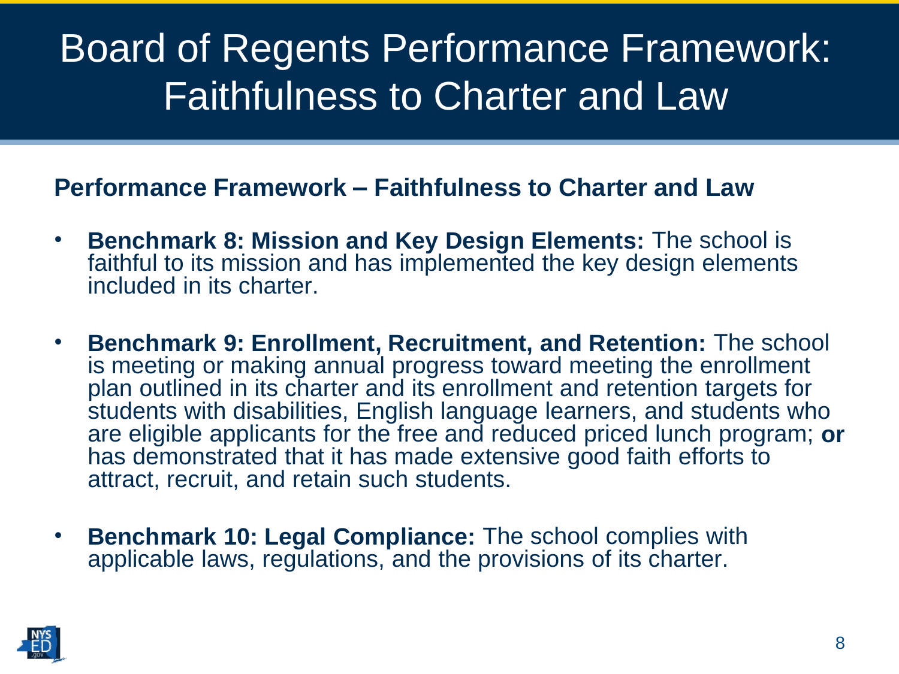# Board of Regents Performance Framework: Faithfulness to Charter and Law

**Performance Framework – Faithfulness to Charter and Law**

- **Benchmark 8: Mission and Key Design Elements:** The school is faithful to its mission and has implemented the key design elements included in its charter.
- **Benchmark 9: Enrollment, Recruitment, and Retention:** The school is meeting or making annual progress toward meeting the enrollment plan outlined in its charter and its enrollment and retention targets for students with disabilities, English language learners, and students who are eligible applicants for the free and reduced priced lunch program; **or** has demonstrated that it has made extensive good faith efforts to attract, recruit, and retain such students.
- **Benchmark 10: Legal Compliance:** The school complies with applicable laws, regulations, and the provisions of its charter.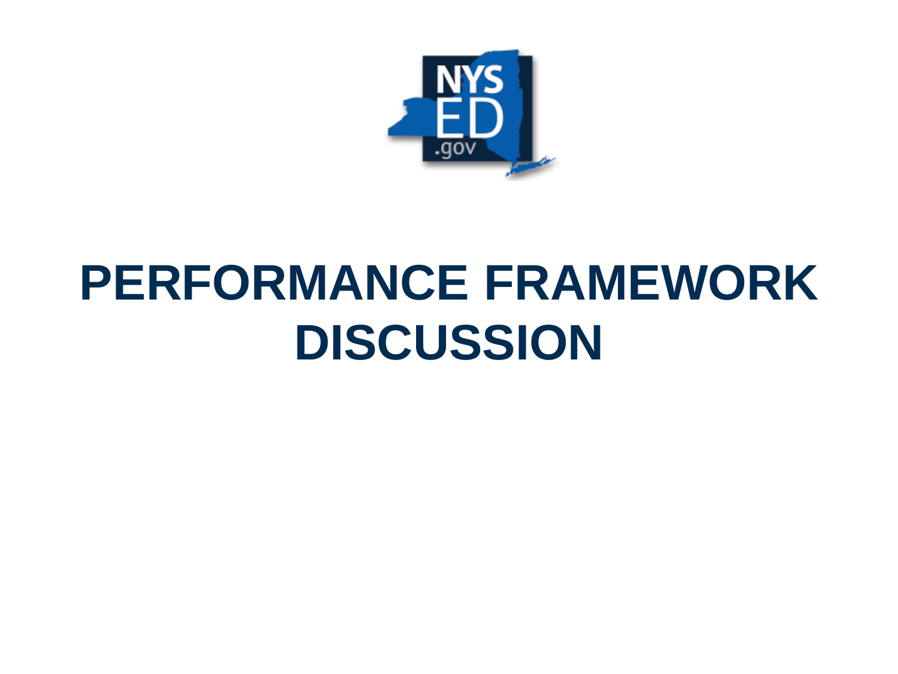# PERFORMANCE FRAMEWORK DISCUSSION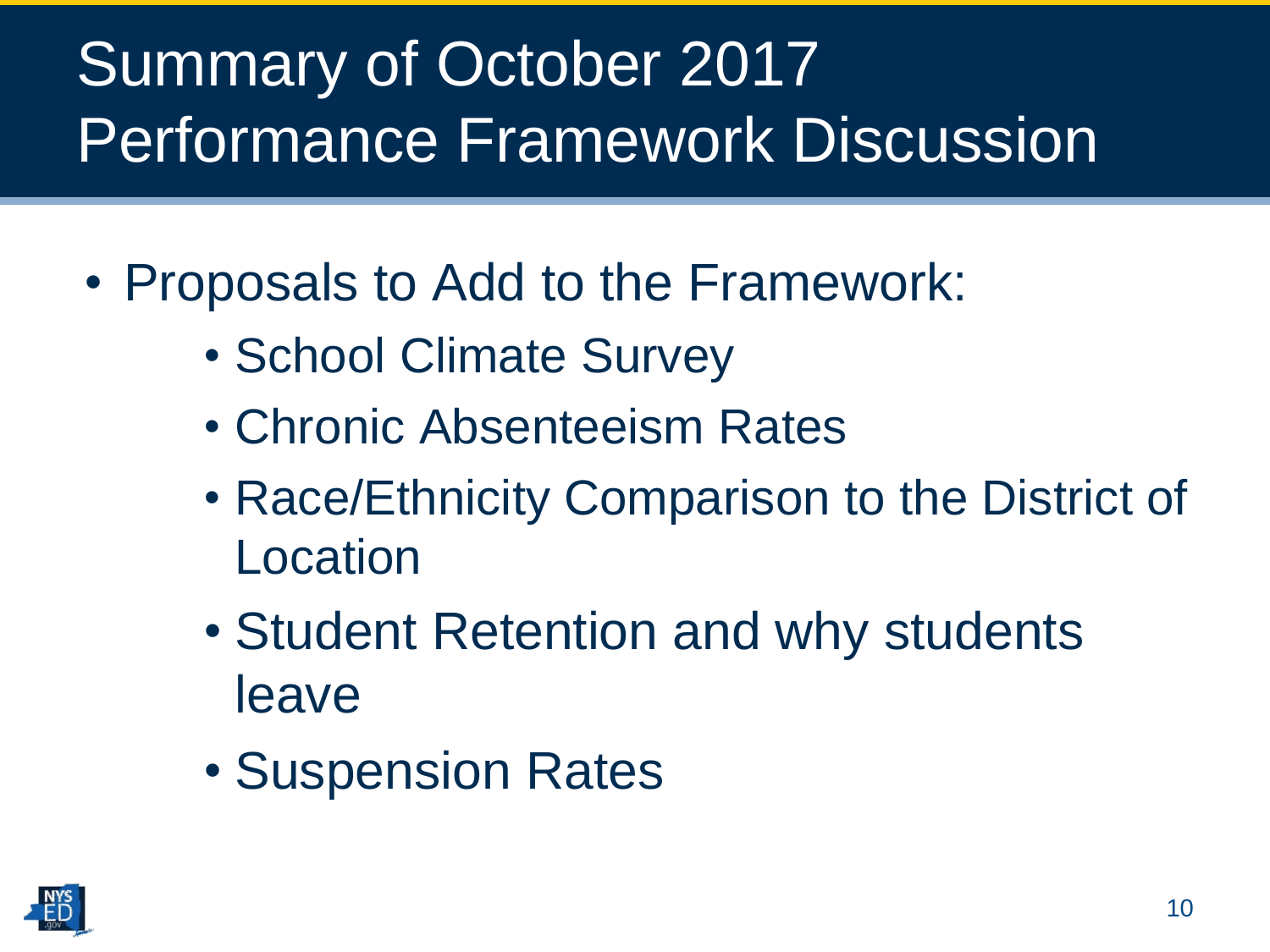# Summary of October 2017 Performance Framework Discussion

- Proposals to Add to the Framework:
  - School Climate Survey
  - Chronic Absenteeism Rates
  - Race/Ethnicity Comparison to the District of Location
  - Student Retention and why students leave
  - Suspension Rates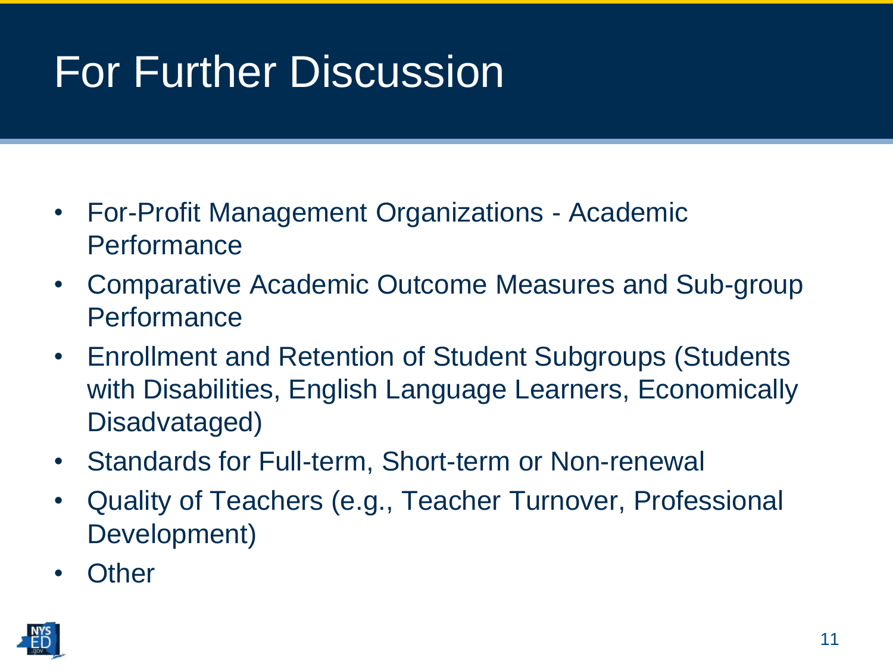# For Further Discussion

- For-Profit Management Organizations - Academic Performance
- Comparative Academic Outcome Measures and Sub-group Performance
- Enrollment and Retention of Student Subgroups (Students with Disabilities, English Language Learners, Economically Disadvataged)
- Standards for Full-term, Short-term or Non-renewal
- Quality of Teachers (e.g., Teacher Turnover, Professional Development)
- Other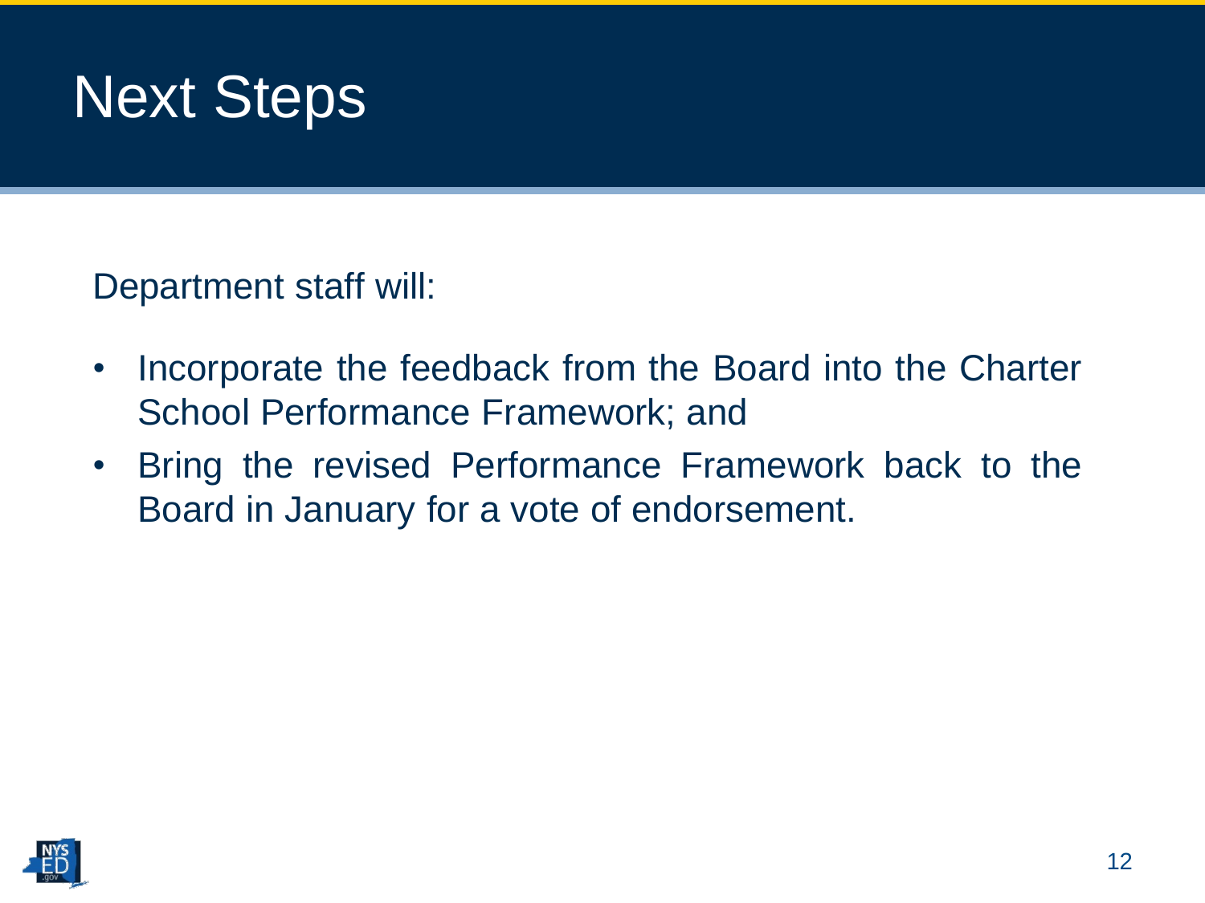# Next Steps

Department staff will:

- Incorporate the feedback from the Board into the Charter School Performance Framework; and
- Bring the revised Performance Framework back to the Board in January for a vote of endorsement.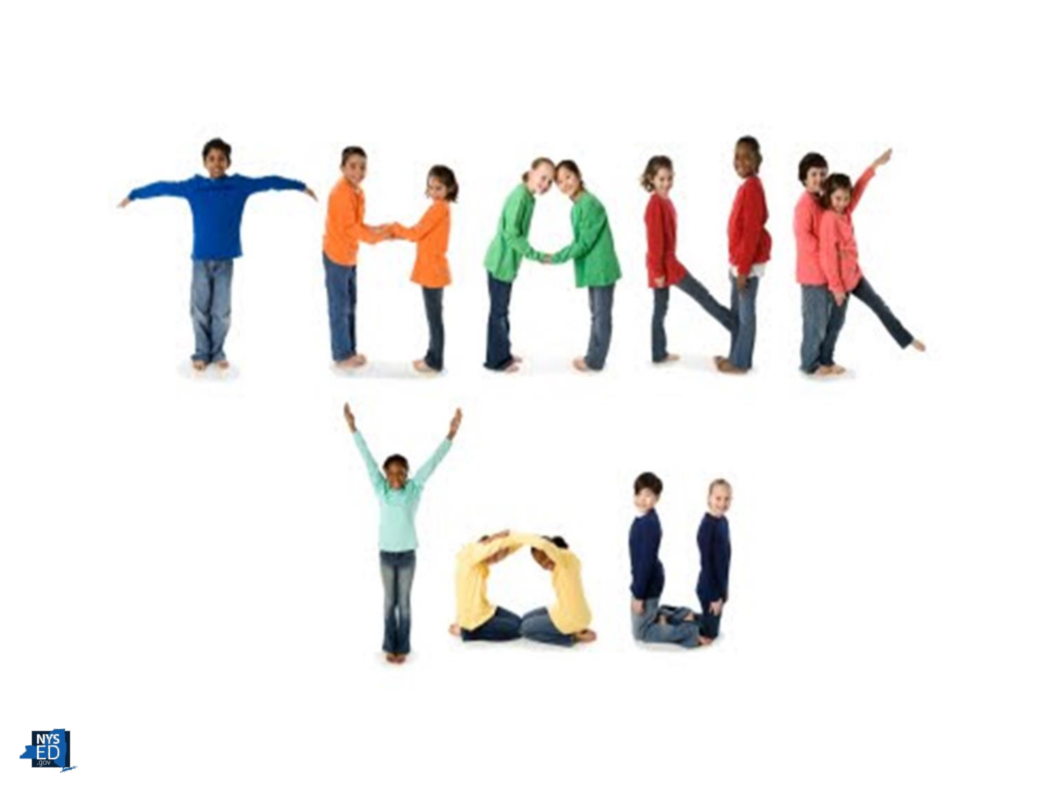# THANK YOU